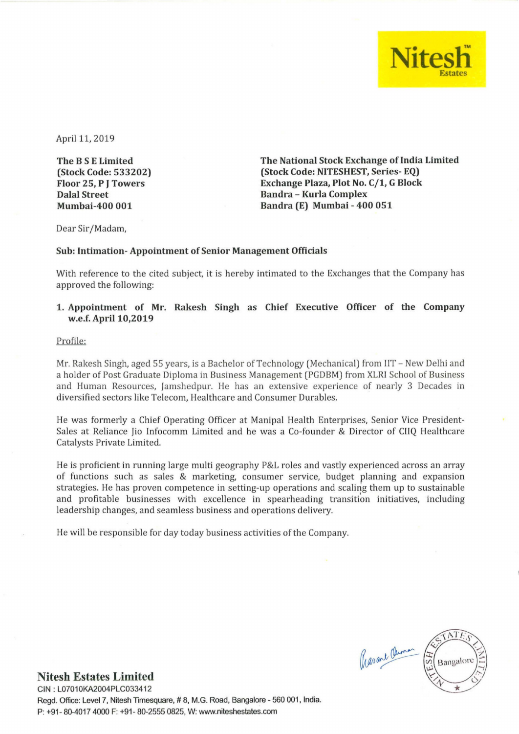Nitesh Estates

April 11, 2019

**The B S E Limited**
**(Stock Code: 533202)**
**Floor 25, P J Towers**
**Dalal Street**
**Mumbai-400 001**

**The National Stock Exchange of India Limited**
**(Stock Code: NITESHEST, Series- EQ)**
**Exchange Plaza, Plot No. C/1, G Block**
**Bandra – Kurla Complex**
**Bandra (E) Mumbai - 400 051**

Dear Sir/Madam,

**Sub: Intimation- Appointment of Senior Management Officials**

With reference to the cited subject, it is hereby intimated to the Exchanges that the Company has approved the following:

**1. Appointment of Mr. Rakesh Singh as Chief Executive Officer of the Company w.e.f. April 10,2019**

Profile:

Mr. Rakesh Singh, aged 55 years, is a Bachelor of Technology (Mechanical) from IIT – New Delhi and a holder of Post Graduate Diploma in Business Management (PGDBM) from XLRI School of Business and Human Resources, Jamshedpur. He has an extensive experience of nearly 3 Decades in diversified sectors like Telecom, Healthcare and Consumer Durables.

He was formerly a Chief Operating Officer at Manipal Health Enterprises, Senior Vice President-Sales at Reliance Jio Infocomm Limited and he was a Co-founder & Director of CIIQ Healthcare Catalysts Private Limited.

He is proficient in running large multi geography P&L roles and vastly experienced across an array of functions such as sales & marketing, consumer service, budget planning and expansion strategies. He has proven competence in setting-up operations and scaling them up to sustainable and profitable businesses with excellence in spearheading transition initiatives, including leadership changes, and seamless business and operations delivery.

He will be responsible for day today business activities of the Company.

**Nitesh Estates Limited**
CIN : L07010KA2004PLC033412
Regd. Office: Level 7, Nitesh Timesquare, # 8, M.G. Road, Bangalore - 560 001, India.
P: +91- 80-4017 4000 F: +91- 80-2555 0825, W: www.niteshestates.com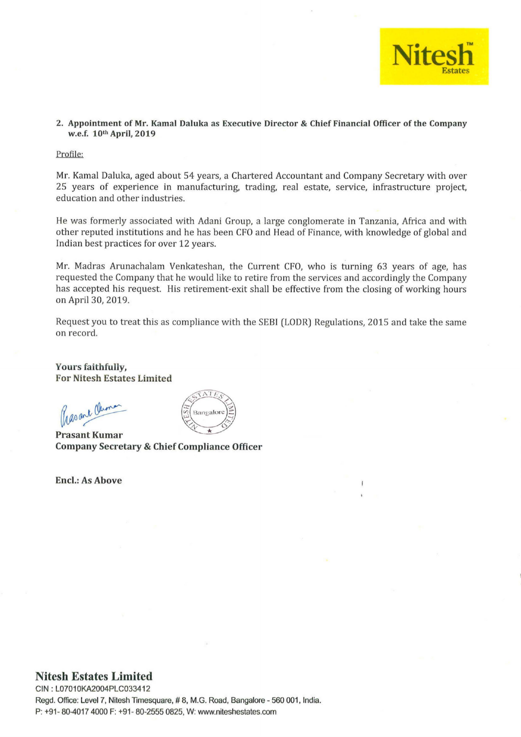**2. Appointment of Mr. Kamal Daluka as Executive Director & Chief Financial Officer of the Company w.e.f. 10th April, 2019**

Profile:

Mr. Kamal Daluka, aged about 54 years, a Chartered Accountant and Company Secretary with over 25 years of experience in manufacturing, trading, real estate, service, infrastructure project, education and other industries.

He was formerly associated with Adani Group, a large conglomerate in Tanzania, Africa and with other reputed institutions and he has been CFO and Head of Finance, with knowledge of global and Indian best practices for over 12 years.

Mr. Madras Arunachalam Venkateshan, the Current CFO, who is turning 63 years of age, has requested the Company that he would like to retire from the services and accordingly the Company has accepted his request. His retirement-exit shall be effective from the closing of working hours on April 30, 2019.

Request you to treat this as compliance with the SEBI (LODR) Regulations, 2015 and take the same on record.

**Yours faithfully,**
**For Nitesh Estates Limited**

**Prasant Kumar**
**Company Secretary & Chief Compliance Officer**

**Encl.: As Above**

**Nitesh Estates Limited**
CIN : L07010KA2004PLC033412
Regd. Office: Level 7, Nitesh Timesquare, # 8, M.G. Road, Bangalore - 560 001, India.
P: +91- 80-4017 4000 F: +91- 80-2555 0825, W: www.niteshestates.com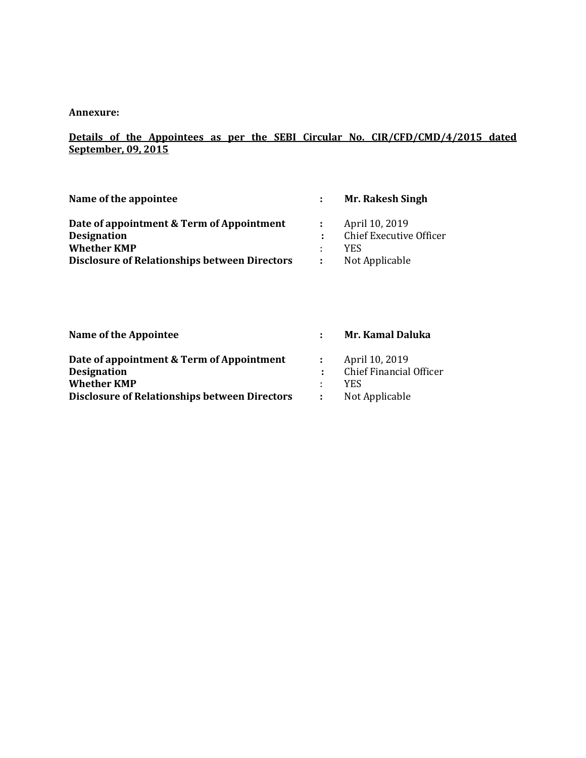**Annexure:**

**<u>Details of the Appointees as per the SEBI Circular No. CIR/CFD/CMD/4/2015 dated September, 09, 2015</u>**

| | | |
|---|---|---|
| **Name of the appointee** | **:** | **Mr. Rakesh Singh** |
| **Date of appointment & Term of Appointment** | **:** | April 10, 2019 |
| **Designation** | **:** | Chief Executive Officer |
| **Whether KMP** | : | YES |
| **Disclosure of Relationships between Directors** | **:** | Not Applicable |

| | | |
|---|---|---|
| **Name of the Appointee** | **:** | **Mr. Kamal Daluka** |
| **Date of appointment & Term of Appointment** | **:** | April 10, 2019 |
| **Designation** | **:** | Chief Financial Officer |
| **Whether KMP** | : | YES |
| **Disclosure of Relationships between Directors** | **:** | Not Applicable |